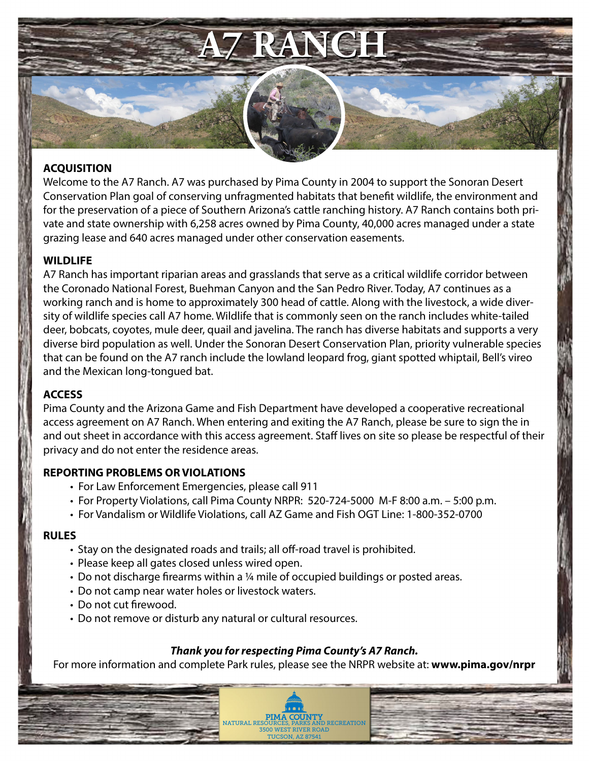# A7 RANCH

## ACQUISITION

Welcome to the A7 Ranch. A7 was purchased by Pima County in 2004 to support the Sonoran Desert Conservation Plan goal of conserving unfragmented habitats that benefit wildlife, the environment and for the preservation of a piece of Southern Arizona's cattle ranching history. A7 Ranch contains both private and state ownership with 6,258 acres owned by Pima County, 40,000 acres managed under a state grazing lease and 640 acres managed under other conservation easements.

## WILDLIFE

A7 Ranch has important riparian areas and grasslands that serve as a critical wildlife corridor between the Coronado National Forest, Buehman Canyon and the San Pedro River. Today, A7 continues as a working ranch and is home to approximately 300 head of cattle. Along with the livestock, a wide diversity of wildlife species call A7 home. Wildlife that is commonly seen on the ranch includes white-tailed deer, bobcats, coyotes, mule deer, quail and javelina. The ranch has diverse habitats and supports a very diverse bird population as well. Under the Sonoran Desert Conservation Plan, priority vulnerable species that can be found on the A7 ranch include the lowland leopard frog, giant spotted whiptail, Bell's vireo and the Mexican long-tongued bat.

## ACCESS

Pima County and the Arizona Game and Fish Department have developed a cooperative recreational access agreement on A7 Ranch. When entering and exiting the A7 Ranch, please be sure to sign the in and out sheet in accordance with this access agreement. Staff lives on site so please be respectful of their privacy and do not enter the residence areas.

## REPORTING PROBLEMS OR VIOLATIONS

- For Law Enforcement Emergencies, please call 911
- For Property Violations, call Pima County NRPR: 520-724-5000 M-F 8:00 a.m. – 5:00 p.m.
- For Vandalism or Wildlife Violations, call AZ Game and Fish OGT Line: 1-800-352-0700

## RULES

- Stay on the designated roads and trails; all off-road travel is prohibited.
- Please keep all gates closed unless wired open.
- Do not discharge firearms within a ¼ mile of occupied buildings or posted areas.
- Do not camp near water holes or livestock waters.
- Do not cut firewood.
- Do not remove or disturb any natural or cultural resources.

***Thank you for respecting Pima County's A7 Ranch.***

For more information and complete Park rules, please see the NRPR website at: **www.pima.gov/nrpr**

PIMA COUNTY
NATURAL RESOURCES, PARKS AND RECREATION
3500 WEST RIVER ROAD
TUCSON, AZ 87541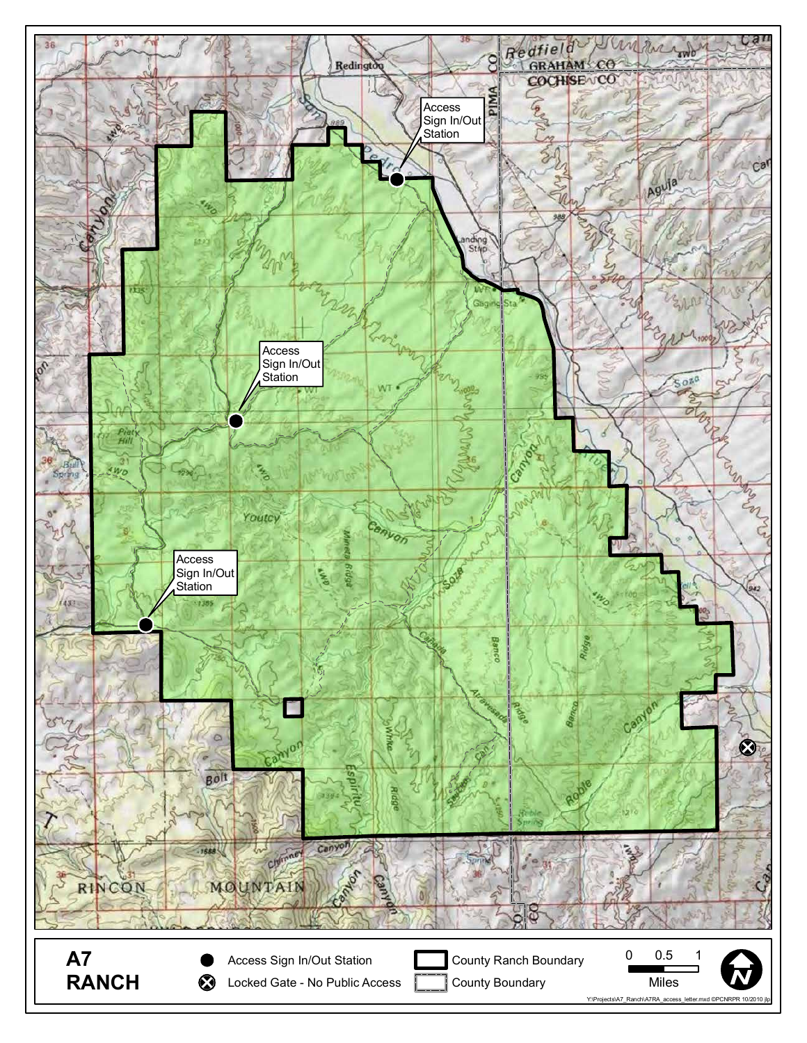Access Sign In/Out Station

Access Sign In/Out Station

Access Sign In/Out Station

**A7 RANCH**

Access Sign In/Out Station

Locked Gate - No Public Access

County Ranch Boundary

County Boundary

0 0.5 1

Miles

Y:\Projects\A7_Ranch\A7RA_access_letter.mxd ©PCNRPR 10/2010 jlp